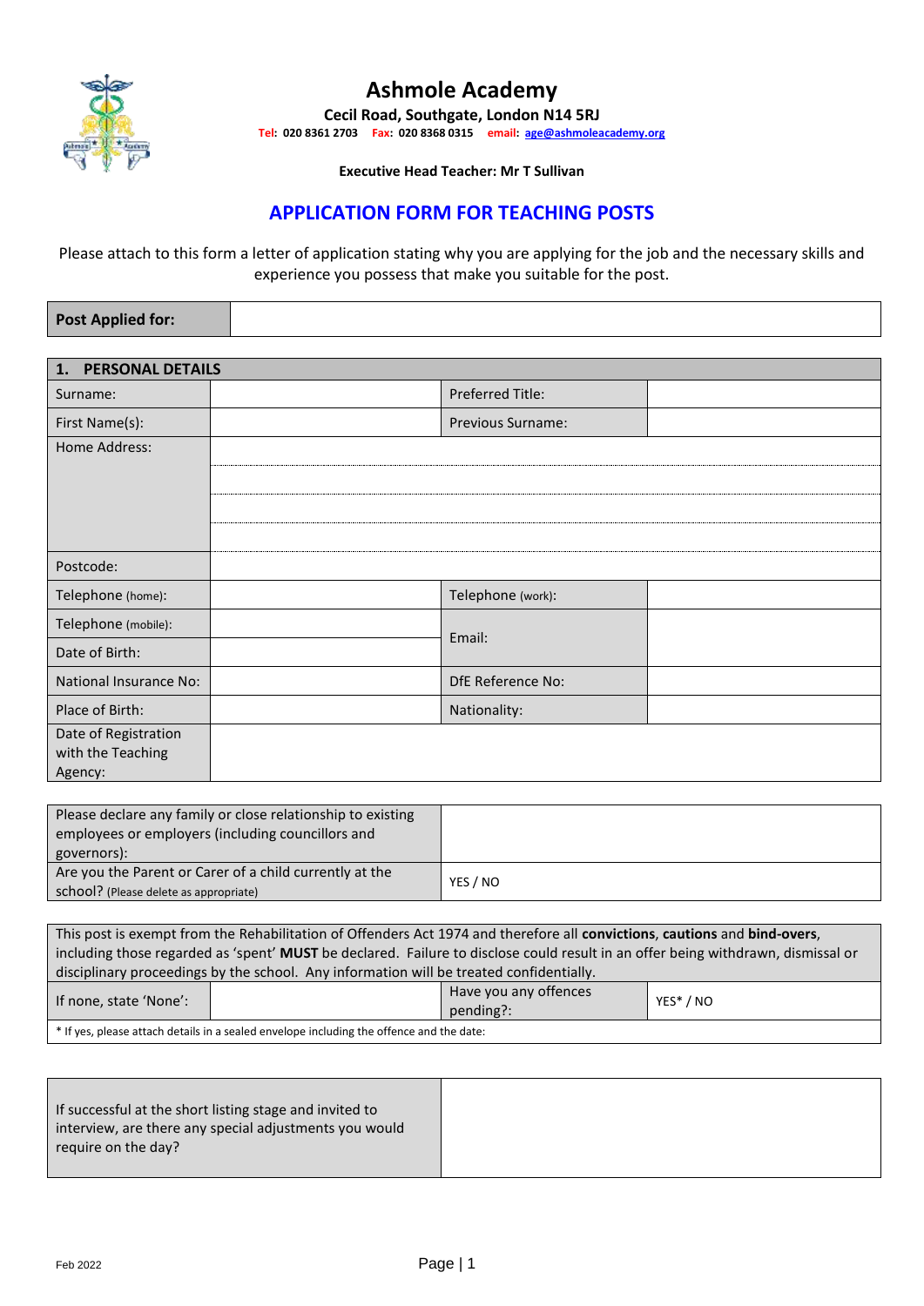# Ashmole Academy

**Cecil Road, Southgate, London N14 5RJ**

**Tel: 020 8361 2703 Fax: 020 8368 0315 email: age@ashmoleacademy.org**

**Executive Head Teacher: Mr T Sullivan**

## APPLICATION FORM FOR TEACHING POSTS

Please attach to this form a letter of application stating why you are applying for the job and the necessary skills and experience you possess that make you suitable for the post.

| **Post Applied for:** | |
|---|---|

| **1. PERSONAL DETAILS** | | | |
|---|---|---|---|
| Surname: | | Preferred Title: | |
| First Name(s): | | Previous Surname: | |
| Home Address: | | | |
| | | | |
| | | | |
| | | | |
| Postcode: | | | |
| Telephone (home): | | Telephone (work): | |
| Telephone (mobile): | | Email: | |
| Date of Birth: | | | |
| National Insurance No: | | DfE Reference No: | |
| Place of Birth: | | Nationality: | |
| Date of Registration with the Teaching Agency: | | | |

| Please declare any family or close relationship to existing employees or employers (including councillors and governors): | |
|---|---|
| Are you the Parent or Carer of a child currently at the school? (Please delete as appropriate) | YES / NO |

| This post is exempt from the Rehabilitation of Offenders Act 1974 and therefore all **convictions**, **cautions** and **bind-overs**, including those regarded as 'spent' **MUST** be declared. Failure to disclose could result in an offer being withdrawn, dismissal or disciplinary proceedings by the school. Any information will be treated confidentially. | | | |
|---|---|---|---|
| If none, state 'None': | | Have you any offences pending?: | YES* / NO |
| * If yes, please attach details in a sealed envelope including the offence and the date: | | | |

| If successful at the short listing stage and invited to interview, are there any special adjustments you would require on the day? | |
|---|---|

Feb 2022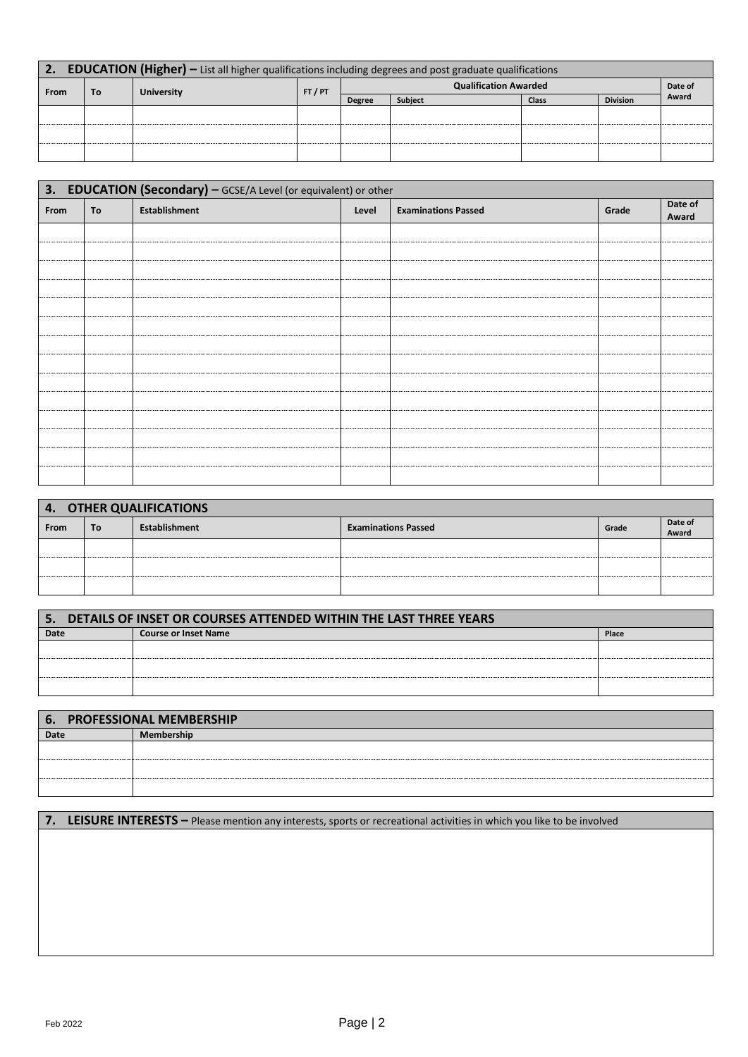## 2. EDUCATION (Higher) – List all higher qualifications including degrees and post graduate qualifications

| From | To | University | FT / PT | Qualification Awarded | | | | Date of Award |
|---|---|---|---|---|---|---|---|---|
| | | | | Degree | Subject | Class | Division | |
| | | | | | | | | |
| | | | | | | | | |
| | | | | | | | | |

## 3. EDUCATION (Secondary) – GCSE/A Level (or equivalent) or other

| From | To | Establishment | Level | Examinations Passed | Grade | Date of Award |
|---|---|---|---|---|---|---|
| | | | | | | |
| | | | | | | |
| | | | | | | |
| | | | | | | |
| | | | | | | |
| | | | | | | |
| | | | | | | |
| | | | | | | |
| | | | | | | |
| | | | | | | |
| | | | | | | |
| | | | | | | |
| | | | | | | |
| | | | | | | |

## 4. OTHER QUALIFICATIONS

| From | To | Establishment | Examinations Passed | Grade | Date of Award |
|---|---|---|---|---|---|
| | | | | | |
| | | | | | |
| | | | | | |

## 5. DETAILS OF INSET OR COURSES ATTENDED WITHIN THE LAST THREE YEARS

| Date | Course or Inset Name | Place |
|---|---|---|
| | | |
| | | |
| | | |

## 6. PROFESSIONAL MEMBERSHIP

| Date | Membership |
|---|---|
| | |
| | |
| | |

## 7. LEISURE INTERESTS – Please mention any interests, sports or recreational activities in which you like to be involved

Feb 2022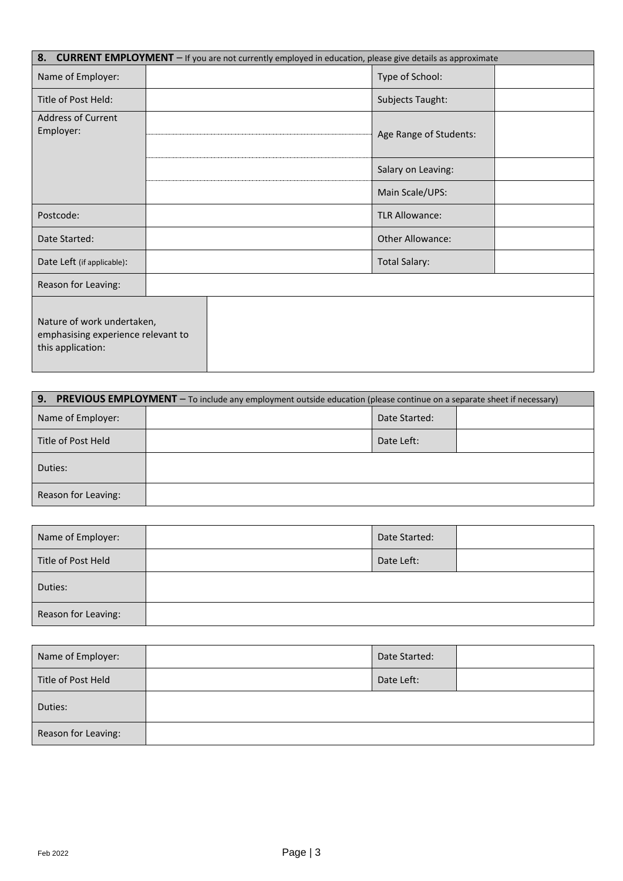## 8. CURRENT EMPLOYMENT – If you are not currently employed in education, please give details as approximate

| | | | |
|---|---|---|---|
| Name of Employer: | | Type of School: | |
| Title of Post Held: | | Subjects Taught: | |
| Address of Current Employer: | | Age Range of Students: | |
| | | Salary on Leaving: | |
| | | Main Scale/UPS: | |
| Postcode: | | TLR Allowance: | |
| Date Started: | | Other Allowance: | |
| Date Left (if applicable): | | Total Salary: | |
| Reason for Leaving: | | | |
| Nature of work undertaken, emphasising experience relevant to this application: | | | |

## 9. PREVIOUS EMPLOYMENT – To include any employment outside education (please continue on a separate sheet if necessary)

| | | | |
|---|---|---|---|
| Name of Employer: | | Date Started: | |
| Title of Post Held | | Date Left: | |
| Duties: | | | |
| Reason for Leaving: | | | |

| | | | |
|---|---|---|---|
| Name of Employer: | | Date Started: | |
| Title of Post Held | | Date Left: | |
| Duties: | | | |
| Reason for Leaving: | | | |

| | | | |
|---|---|---|---|
| Name of Employer: | | Date Started: | |
| Title of Post Held | | Date Left: | |
| Duties: | | | |
| Reason for Leaving: | | | |

Feb 2022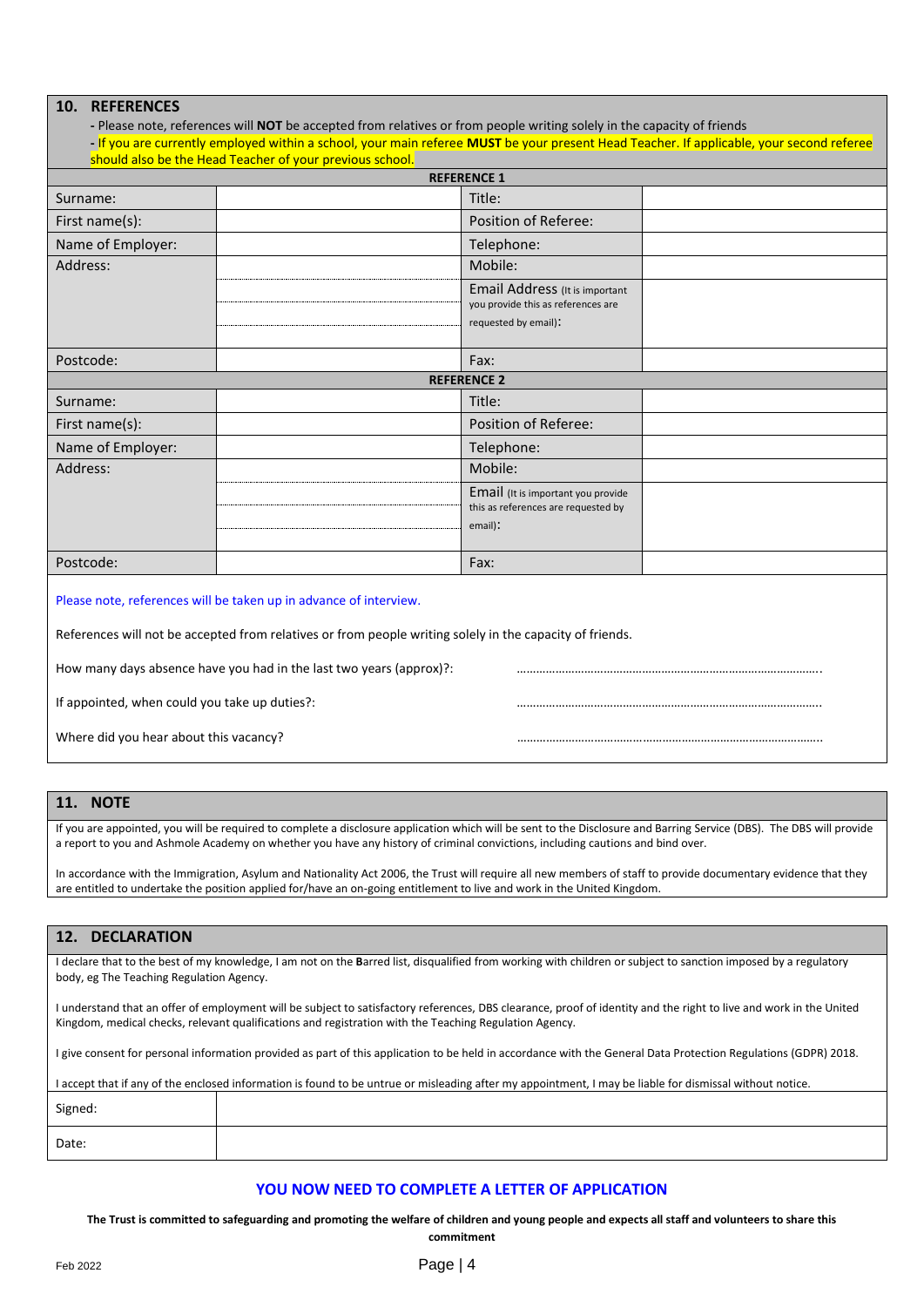## 10. REFERENCES

- Please note, references will **NOT** be accepted from relatives or from people writing solely in the capacity of friends
- If you are currently employed within a school, your main referee **MUST** be your present Head Teacher. If applicable, your second referee should also be the Head Teacher of your previous school.

| REFERENCE 1 | | | |
|---|---|---|---|
| Surname: | | Title: | |
| First name(s): | | Position of Referee: | |
| Name of Employer: | | Telephone: | |
| Address: | | Mobile: | |
| | | Email Address (It is important you provide this as references are requested by email): | |
| Postcode: | | Fax: | |

| REFERENCE 2 | | | |
|---|---|---|---|
| Surname: | | Title: | |
| First name(s): | | Position of Referee: | |
| Name of Employer: | | Telephone: | |
| Address: | | Mobile: | |
| | | Email (It is important you provide this as references are requested by email): | |
| Postcode: | | Fax: | |

Please note, references will be taken up in advance of interview.

References will not be accepted from relatives or from people writing solely in the capacity of friends.

How many days absence have you had in the last two years (approx)?: ………………………………………………………………………………

If appointed, when could you take up duties?: ………………………………………………………………………………

Where did you hear about this vacancy? ………………………………………………………………………………

## 11. NOTE

If you are appointed, you will be required to complete a disclosure application which will be sent to the Disclosure and Barring Service (DBS). The DBS will provide a report to you and Ashmole Academy on whether you have any history of criminal convictions, including cautions and bind over.

In accordance with the Immigration, Asylum and Nationality Act 2006, the Trust will require all new members of staff to provide documentary evidence that they are entitled to undertake the position applied for/have an on-going entitlement to live and work in the United Kingdom.

## 12. DECLARATION

I declare that to the best of my knowledge, I am not on the **B**arred list, disqualified from working with children or subject to sanction imposed by a regulatory body, eg The Teaching Regulation Agency.

I understand that an offer of employment will be subject to satisfactory references, DBS clearance, proof of identity and the right to live and work in the United Kingdom, medical checks, relevant qualifications and registration with the Teaching Regulation Agency.

I give consent for personal information provided as part of this application to be held in accordance with the General Data Protection Regulations (GDPR) 2018.

I accept that if any of the enclosed information is found to be untrue or misleading after my appointment, I may be liable for dismissal without notice.

| | |
|---|---|
| Signed: | |
| Date: | |

**YOU NOW NEED TO COMPLETE A LETTER OF APPLICATION**

**The Trust is committed to safeguarding and promoting the welfare of children and young people and expects all staff and volunteers to share this commitment**

Feb 2022